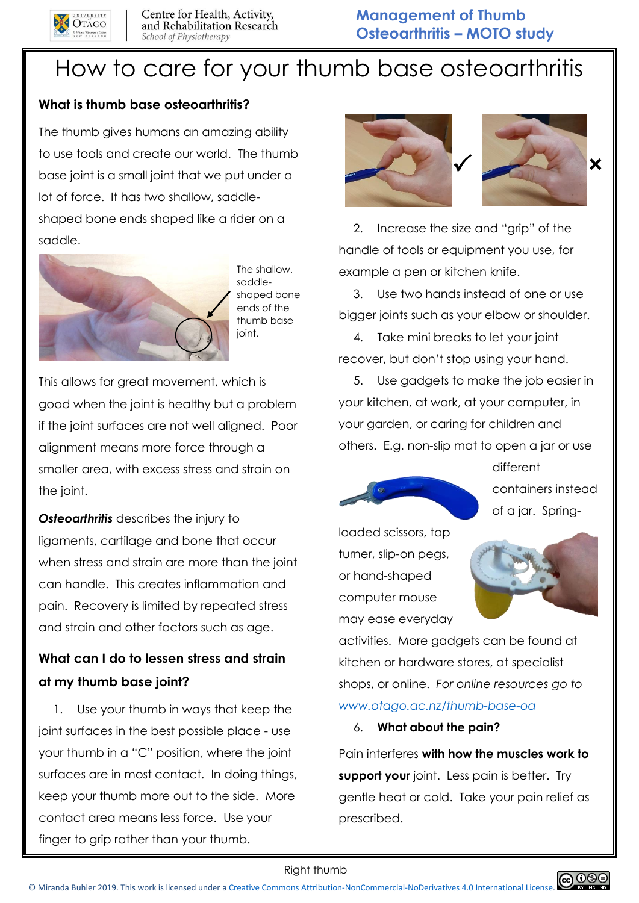Centre for Health, Activity, and Rehabilitation Research
*School of Physiotherapy*

**Management of Thumb Osteoarthritis – MOTO study**

# How to care for your thumb base osteoarthritis

### What is thumb base osteoarthritis?

The thumb gives humans an amazing ability to use tools and create our world. The thumb base joint is a small joint that we put under a lot of force. It has two shallow, saddle-shaped bone ends shaped like a rider on a saddle.

The shallow, saddle-shaped bone ends of the thumb base joint.

This allows for great movement, which is good when the joint is healthy but a problem if the joint surfaces are not well aligned. Poor alignment means more force through a smaller area, with excess stress and strain on the joint.

***Osteoarthritis*** describes the injury to ligaments, cartilage and bone that occur when stress and strain are more than the joint can handle. This creates inflammation and pain. Recovery is limited by repeated stress and strain and other factors such as age.

### What can I do to lessen stress and strain at my thumb base joint?

1. Use your thumb in ways that keep the joint surfaces in the best possible place - use your thumb in a "C" position, where the joint surfaces are in most contact. In doing things, keep your thumb more out to the side. More contact area means less force. Use your finger to grip rather than your thumb.

✓ ✗

2. Increase the size and "grip" of the handle of tools or equipment you use, for example a pen or kitchen knife.
3. Use two hands instead of one or use bigger joints such as your elbow or shoulder.
4. Take mini breaks to let your joint recover, but don't stop using your hand.
5. Use gadgets to make the job easier in your kitchen, at work, at your computer, in your garden, or caring for children and others. E.g. non-slip mat to open a jar or use different containers instead of a jar. Spring-loaded scissors, tap turner, slip-on pegs, or hand-shaped computer mouse may ease everyday activities. More gadgets can be found at kitchen or hardware stores, at specialist shops, or online. *For online resources go to* [www.otago.ac.nz/thumb-base-oa](www.otago.ac.nz/thumb-base-oa)
6. **What about the pain?**

Pain interferes **with how the muscles work to support your** joint. Less pain is better. Try gentle heat or cold. Take your pain relief as prescribed.

Right thumb

© Miranda Buhler 2019. This work is licensed under a [Creative Commons Attribution-NonCommercial-NoDerivatives 4.0 International License](http://creativecommons.org/licenses/by-nc-nd/4.0/).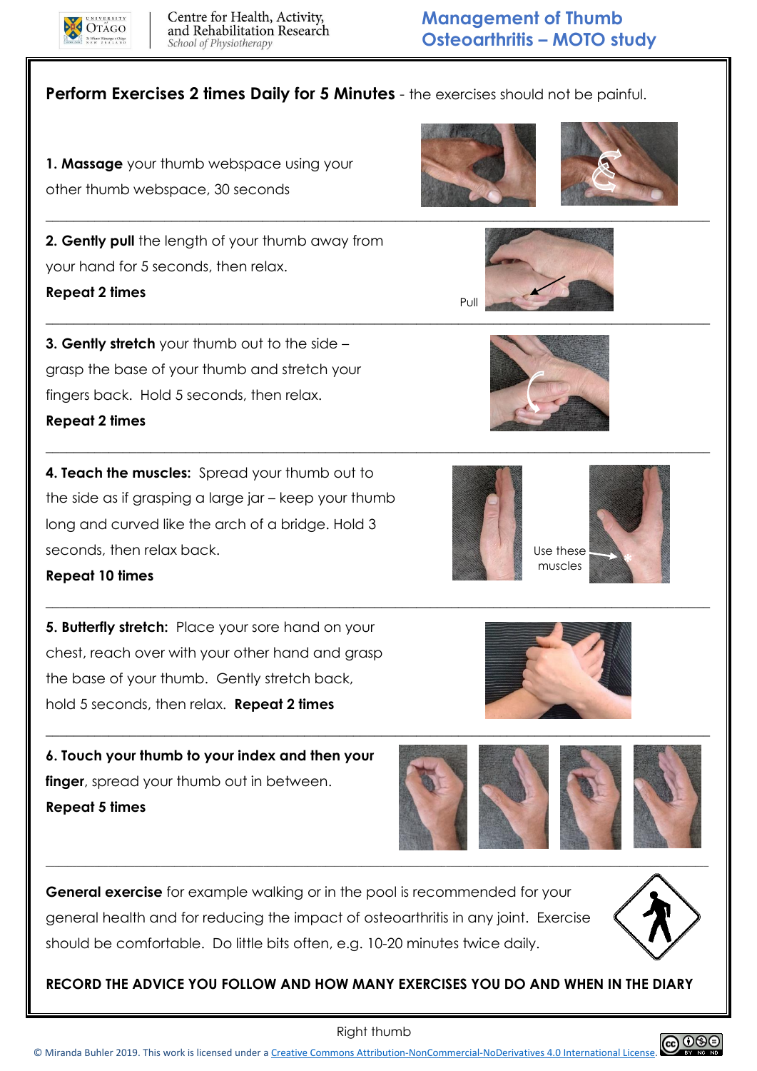**Perform Exercises 2 times Daily for 5 Minutes** - the exercises should not be painful.

**1. Massage** your thumb webspace using your other thumb webspace, 30 seconds

---

**2. Gently pull** the length of your thumb away from your hand for 5 seconds, then relax.

**Repeat 2 times**

Pull

---

**3. Gently stretch** your thumb out to the side – grasp the base of your thumb and stretch your fingers back. Hold 5 seconds, then relax.

**Repeat 2 times**

---

**4. Teach the muscles:** Spread your thumb out to the side as if grasping a large jar – keep your thumb long and curved like the arch of a bridge. Hold 3 seconds, then relax back.

**Repeat 10 times**

Use these muscles

---

**5. Butterfly stretch:** Place your sore hand on your chest, reach over with your other hand and grasp the base of your thumb. Gently stretch back, hold 5 seconds, then relax. **Repeat 2 times**

---

**6. Touch your thumb to your index and then your finger**, spread your thumb out in between.

**Repeat 5 times**

---

**General exercise** for example walking or in the pool is recommended for your general health and for reducing the impact of osteoarthritis in any joint. Exercise should be comfortable. Do little bits often, e.g. 10-20 minutes twice daily.

**RECORD THE ADVICE YOU FOLLOW AND HOW MANY EXERCISES YOU DO AND WHEN IN THE DIARY**

Right thumb

© Miranda Buhler 2019. This work is licensed under a Creative Commons Attribution-NonCommercial-NoDerivatives 4.0 International License.